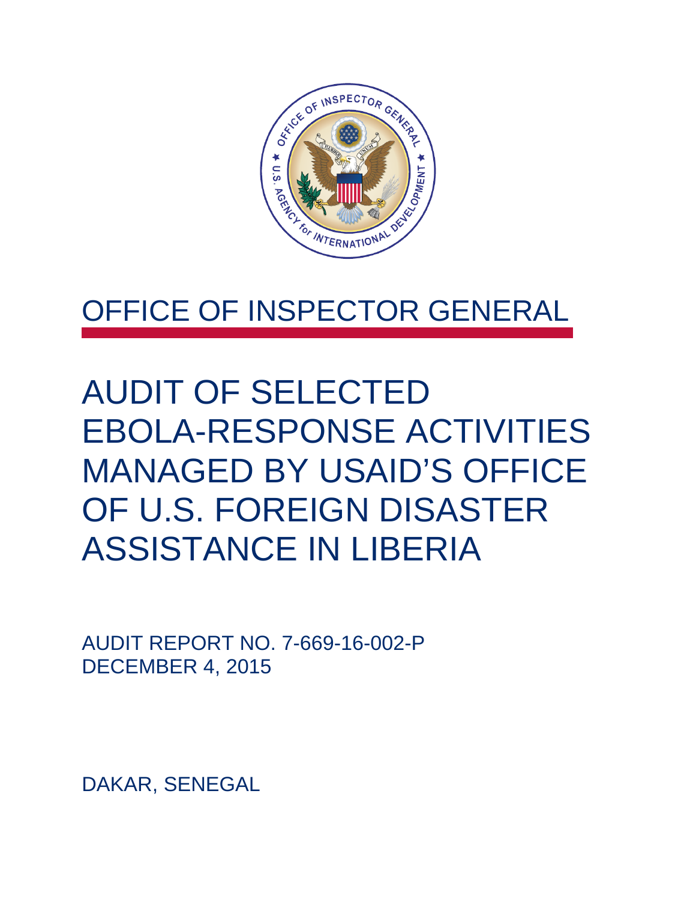# OFFICE OF INSPECTOR GENERAL

# AUDIT OF SELECTED EBOLA-RESPONSE ACTIVITIES MANAGED BY USAID'S OFFICE OF U.S. FOREIGN DISASTER ASSISTANCE IN LIBERIA

AUDIT REPORT NO. 7-669-16-002-P
DECEMBER 4, 2015

DAKAR, SENEGAL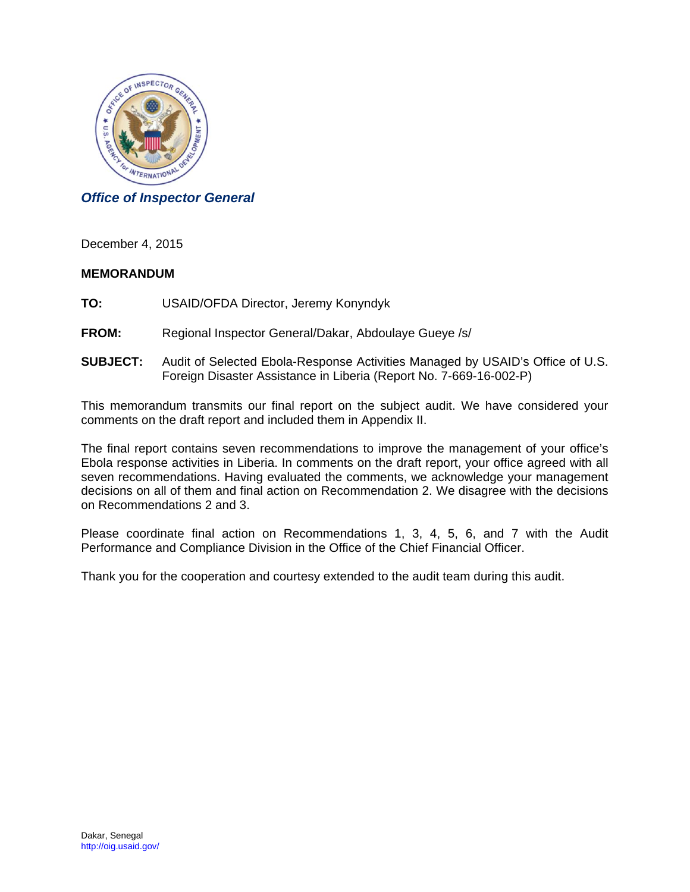*Office of Inspector General*

December 4, 2015

**MEMORANDUM**

**TO:** USAID/OFDA Director, Jeremy Konyndyk

**FROM:** Regional Inspector General/Dakar, Abdoulaye Gueye /s/

**SUBJECT:** Audit of Selected Ebola-Response Activities Managed by USAID's Office of U.S. Foreign Disaster Assistance in Liberia (Report No. 7-669-16-002-P)

This memorandum transmits our final report on the subject audit. We have considered your comments on the draft report and included them in Appendix II.

The final report contains seven recommendations to improve the management of your office's Ebola response activities in Liberia. In comments on the draft report, your office agreed with all seven recommendations. Having evaluated the comments, we acknowledge your management decisions on all of them and final action on Recommendation 2. We disagree with the decisions on Recommendations 2 and 3.

Please coordinate final action on Recommendations 1, 3, 4, 5, 6, and 7 with the Audit Performance and Compliance Division in the Office of the Chief Financial Officer.

Thank you for the cooperation and courtesy extended to the audit team during this audit.

Dakar, Senegal
http://oig.usaid.gov/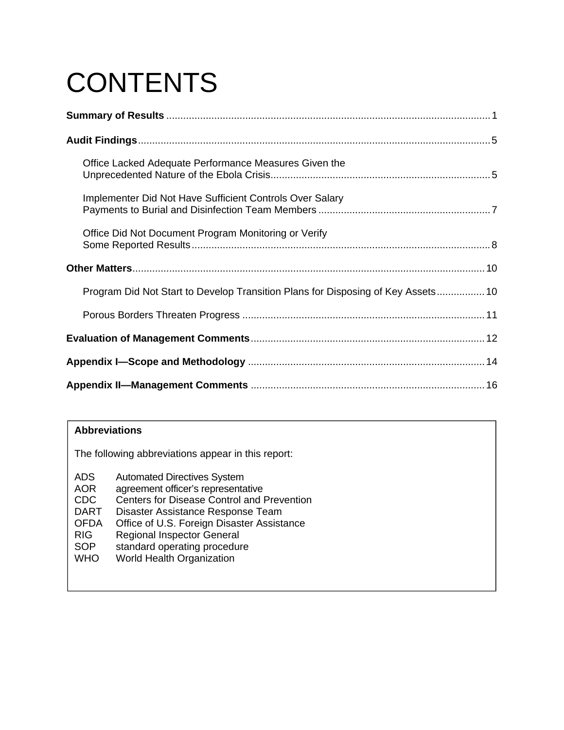# CONTENTS

**Summary of Results** .................................................................................................................. 1

**Audit Findings** ............................................................................................................................ 5

Office Lacked Adequate Performance Measures Given the Unprecedented Nature of the Ebola Crisis ............................................................................. 5

Implementer Did Not Have Sufficient Controls Over Salary Payments to Burial and Disinfection Team Members ............................................................ 7

Office Did Not Document Program Monitoring or Verify Some Reported Results ......................................................................................................... 8

**Other Matters** ............................................................................................................................ 10

Program Did Not Start to Develop Transition Plans for Disposing of Key Assets ................. 10

Porous Borders Threaten Progress ...................................................................................... 11

**Evaluation of Management Comments** .................................................................................. 12

**Appendix I—Scope and Methodology** ................................................................................... 14

**Appendix II—Management Comments** .................................................................................. 16

**Abbreviations**

The following abbreviations appear in this report:

| | |
|---|---|
| ADS | Automated Directives System |
| AOR | agreement officer's representative |
| CDC | Centers for Disease Control and Prevention |
| DART | Disaster Assistance Response Team |
| OFDA | Office of U.S. Foreign Disaster Assistance |
| RIG | Regional Inspector General |
| SOP | standard operating procedure |
| WHO | World Health Organization |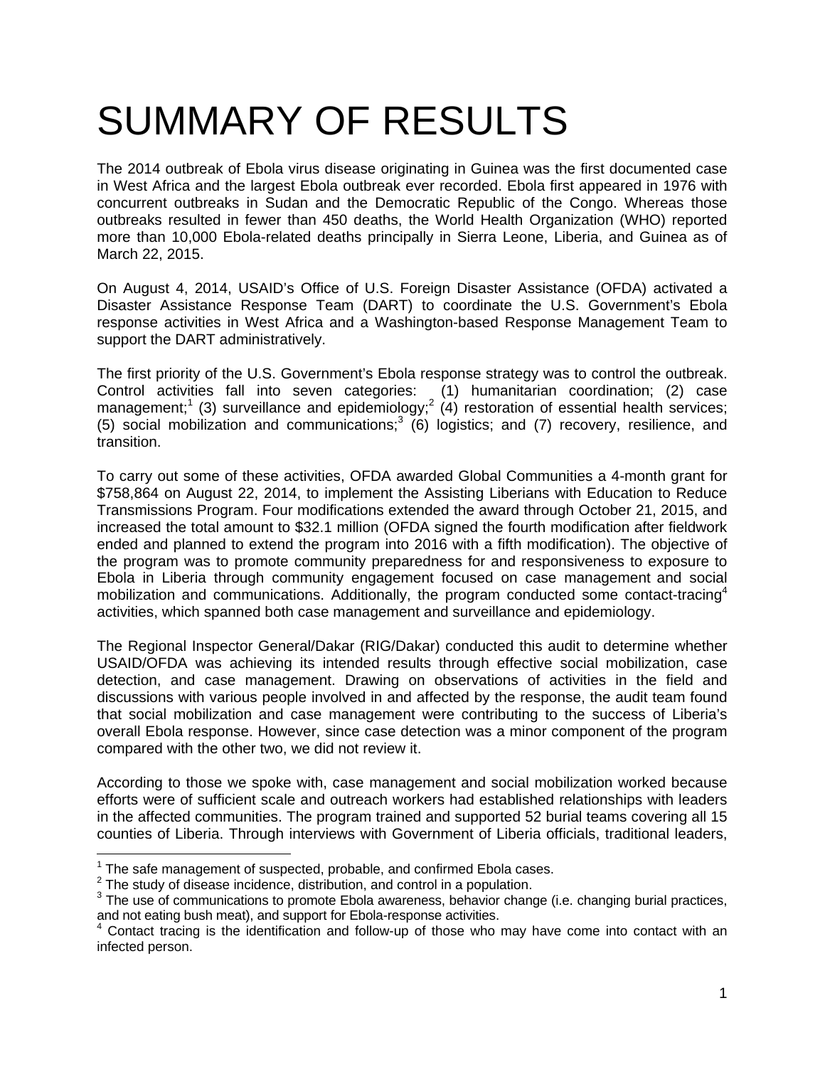# SUMMARY OF RESULTS

The 2014 outbreak of Ebola virus disease originating in Guinea was the first documented case in West Africa and the largest Ebola outbreak ever recorded. Ebola first appeared in 1976 with concurrent outbreaks in Sudan and the Democratic Republic of the Congo. Whereas those outbreaks resulted in fewer than 450 deaths, the World Health Organization (WHO) reported more than 10,000 Ebola-related deaths principally in Sierra Leone, Liberia, and Guinea as of March 22, 2015.

On August 4, 2014, USAID's Office of U.S. Foreign Disaster Assistance (OFDA) activated a Disaster Assistance Response Team (DART) to coordinate the U.S. Government's Ebola response activities in West Africa and a Washington-based Response Management Team to support the DART administratively.

The first priority of the U.S. Government's Ebola response strategy was to control the outbreak. Control activities fall into seven categories: (1) humanitarian coordination; (2) case management;[1] (3) surveillance and epidemiology;[2] (4) restoration of essential health services; (5) social mobilization and communications;[3] (6) logistics; and (7) recovery, resilience, and transition.

To carry out some of these activities, OFDA awarded Global Communities a 4-month grant for $758,864 on August 22, 2014, to implement the Assisting Liberians with Education to Reduce Transmissions Program. Four modifications extended the award through October 21, 2015, and increased the total amount to $32.1 million (OFDA signed the fourth modification after fieldwork ended and planned to extend the program into 2016 with a fifth modification). The objective of the program was to promote community preparedness for and responsiveness to exposure to Ebola in Liberia through community engagement focused on case management and social mobilization and communications. Additionally, the program conducted some contact-tracing[4] activities, which spanned both case management and surveillance and epidemiology.

The Regional Inspector General/Dakar (RIG/Dakar) conducted this audit to determine whether USAID/OFDA was achieving its intended results through effective social mobilization, case detection, and case management. Drawing on observations of activities in the field and discussions with various people involved in and affected by the response, the audit team found that social mobilization and case management were contributing to the success of Liberia's overall Ebola response. However, since case detection was a minor component of the program compared with the other two, we did not review it.

According to those we spoke with, case management and social mobilization worked because efforts were of sufficient scale and outreach workers had established relationships with leaders in the affected communities. The program trained and supported 52 burial teams covering all 15 counties of Liberia. Through interviews with Government of Liberia officials, traditional leaders,

---

[1] The safe management of suspected, probable, and confirmed Ebola cases.

[2] The study of disease incidence, distribution, and control in a population.

[3] The use of communications to promote Ebola awareness, behavior change (i.e. changing burial practices, and not eating bush meat), and support for Ebola-response activities.

[4] Contact tracing is the identification and follow-up of those who may have come into contact with an infected person.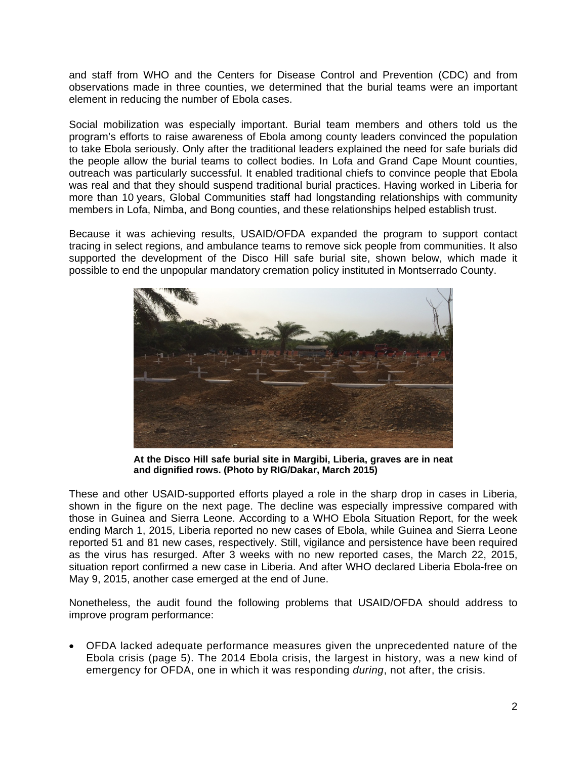and staff from WHO and the Centers for Disease Control and Prevention (CDC) and from observations made in three counties, we determined that the burial teams were an important element in reducing the number of Ebola cases.

Social mobilization was especially important. Burial team members and others told us the program's efforts to raise awareness of Ebola among county leaders convinced the population to take Ebola seriously. Only after the traditional leaders explained the need for safe burials did the people allow the burial teams to collect bodies. In Lofa and Grand Cape Mount counties, outreach was particularly successful. It enabled traditional chiefs to convince people that Ebola was real and that they should suspend traditional burial practices. Having worked in Liberia for more than 10 years, Global Communities staff had longstanding relationships with community members in Lofa, Nimba, and Bong counties, and these relationships helped establish trust.

Because it was achieving results, USAID/OFDA expanded the program to support contact tracing in select regions, and ambulance teams to remove sick people from communities. It also supported the development of the Disco Hill safe burial site, shown below, which made it possible to end the unpopular mandatory cremation policy instituted in Montserrado County.

**At the Disco Hill safe burial site in Margibi, Liberia, graves are in neat and dignified rows. (Photo by RIG/Dakar, March 2015)**

These and other USAID-supported efforts played a role in the sharp drop in cases in Liberia, shown in the figure on the next page. The decline was especially impressive compared with those in Guinea and Sierra Leone. According to a WHO Ebola Situation Report, for the week ending March 1, 2015, Liberia reported no new cases of Ebola, while Guinea and Sierra Leone reported 51 and 81 new cases, respectively. Still, vigilance and persistence have been required as the virus has resurged. After 3 weeks with no new reported cases, the March 22, 2015, situation report confirmed a new case in Liberia. And after WHO declared Liberia Ebola-free on May 9, 2015, another case emerged at the end of June.

Nonetheless, the audit found the following problems that USAID/OFDA should address to improve program performance:

- OFDA lacked adequate performance measures given the unprecedented nature of the Ebola crisis (page 5). The 2014 Ebola crisis, the largest in history, was a new kind of emergency for OFDA, one in which it was responding *during*, not after, the crisis.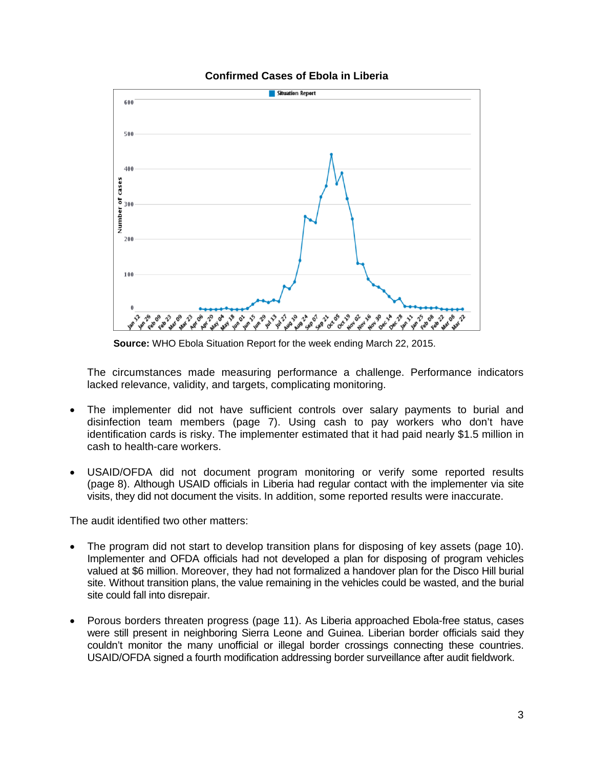**Confirmed Cases of Ebola in Liberia**

**Source:** WHO Ebola Situation Report for the week ending March 22, 2015.

The circumstances made measuring performance a challenge. Performance indicators lacked relevance, validity, and targets, complicating monitoring.

- The implementer did not have sufficient controls over salary payments to burial and disinfection team members (page 7). Using cash to pay workers who don't have identification cards is risky. The implementer estimated that it had paid nearly $1.5 million in cash to health-care workers.
- USAID/OFDA did not document program monitoring or verify some reported results (page 8). Although USAID officials in Liberia had regular contact with the implementer via site visits, they did not document the visits. In addition, some reported results were inaccurate.

The audit identified two other matters:

- The program did not start to develop transition plans for disposing of key assets (page 10). Implementer and OFDA officials had not developed a plan for disposing of program vehicles valued at $6 million. Moreover, they had not formalized a handover plan for the Disco Hill burial site. Without transition plans, the value remaining in the vehicles could be wasted, and the burial site could fall into disrepair.
- Porous borders threaten progress (page 11). As Liberia approached Ebola-free status, cases were still present in neighboring Sierra Leone and Guinea. Liberian border officials said they couldn't monitor the many unofficial or illegal border crossings connecting these countries. USAID/OFDA signed a fourth modification addressing border surveillance after audit fieldwork.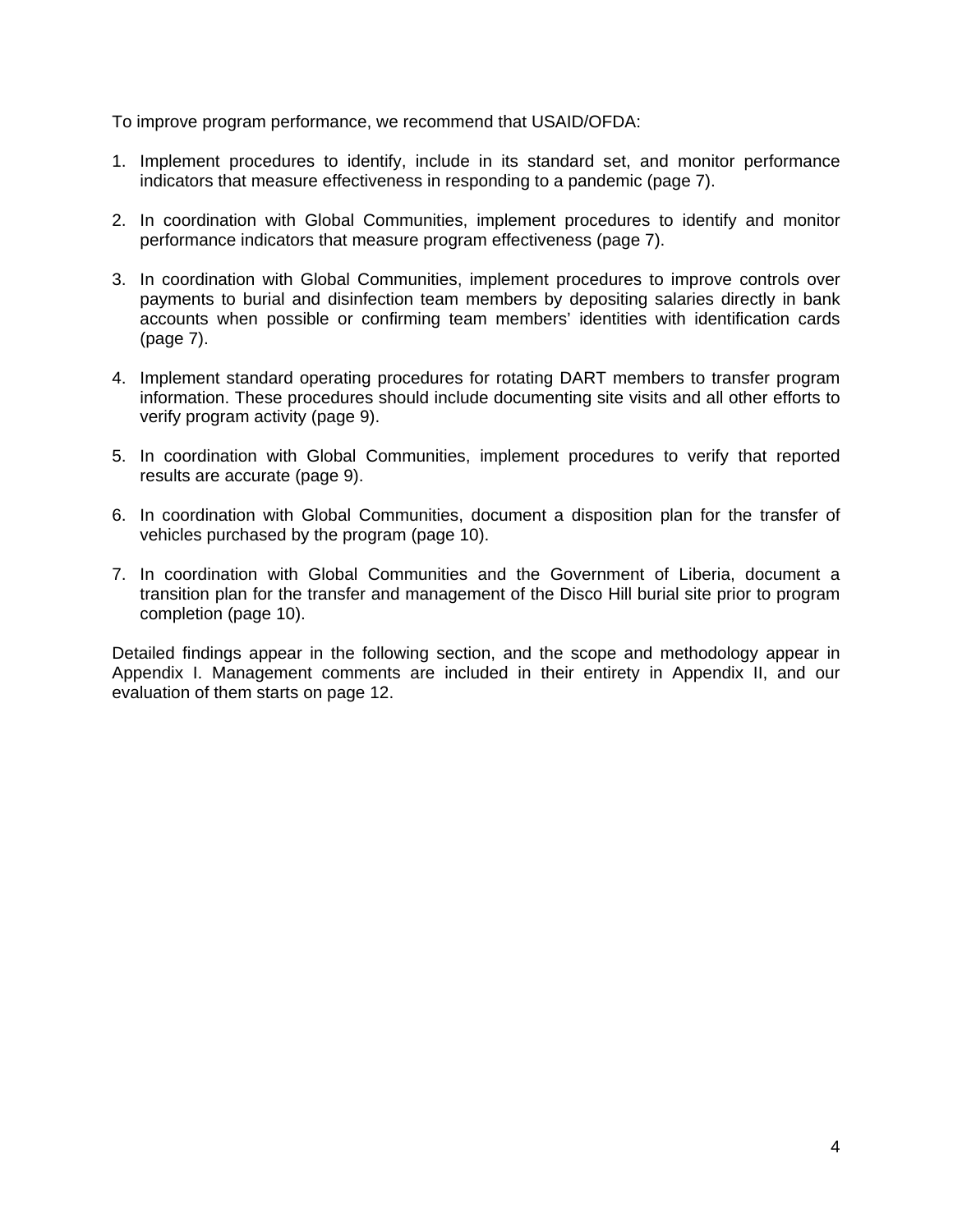To improve program performance, we recommend that USAID/OFDA:

1. Implement procedures to identify, include in its standard set, and monitor performance indicators that measure effectiveness in responding to a pandemic (page 7).

2. In coordination with Global Communities, implement procedures to identify and monitor performance indicators that measure program effectiveness (page 7).

3. In coordination with Global Communities, implement procedures to improve controls over payments to burial and disinfection team members by depositing salaries directly in bank accounts when possible or confirming team members' identities with identification cards (page 7).

4. Implement standard operating procedures for rotating DART members to transfer program information. These procedures should include documenting site visits and all other efforts to verify program activity (page 9).

5. In coordination with Global Communities, implement procedures to verify that reported results are accurate (page 9).

6. In coordination with Global Communities, document a disposition plan for the transfer of vehicles purchased by the program (page 10).

7. In coordination with Global Communities and the Government of Liberia, document a transition plan for the transfer and management of the Disco Hill burial site prior to program completion (page 10).

Detailed findings appear in the following section, and the scope and methodology appear in Appendix I. Management comments are included in their entirety in Appendix II, and our evaluation of them starts on page 12.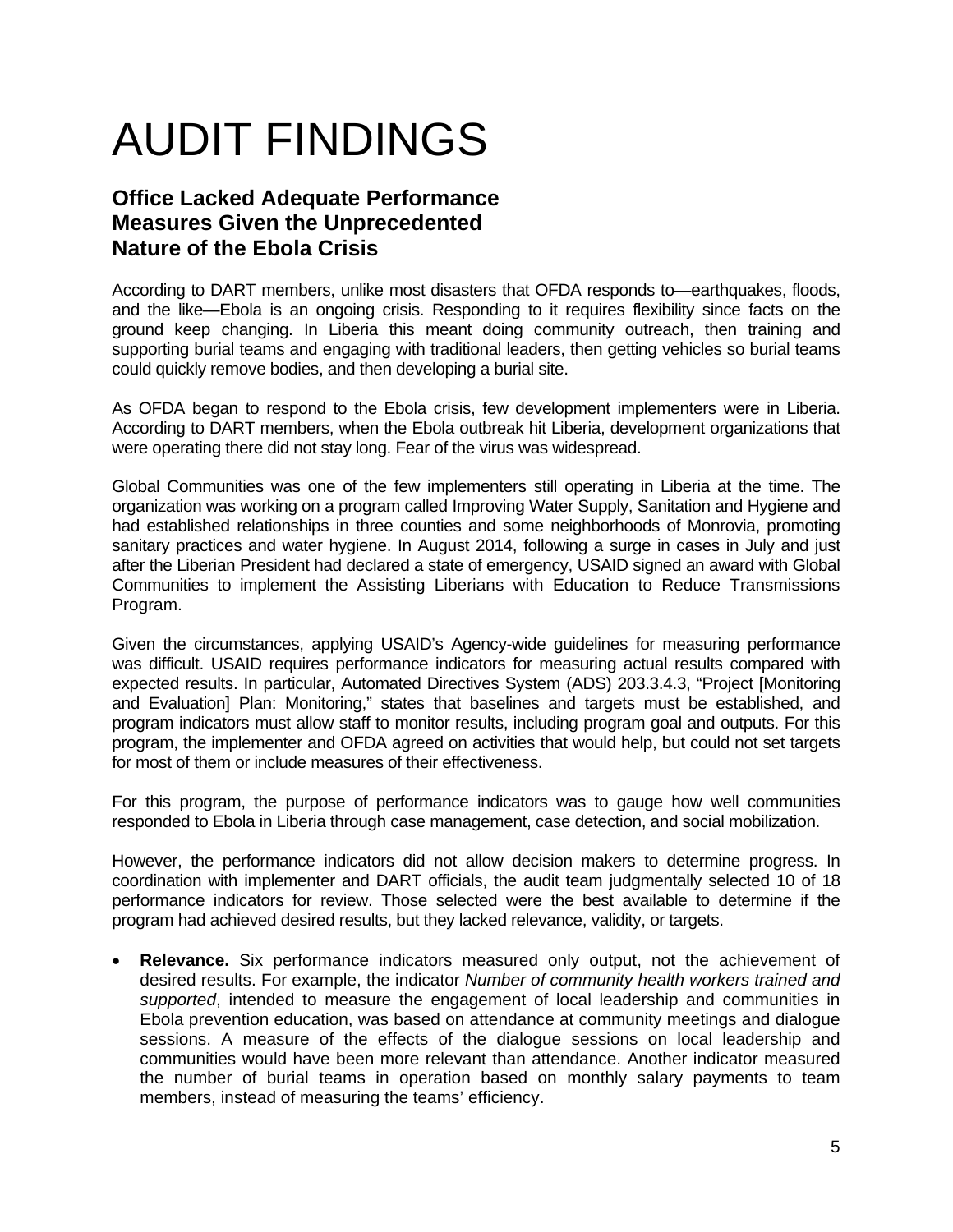# AUDIT FINDINGS

## Office Lacked Adequate Performance Measures Given the Unprecedented Nature of the Ebola Crisis

According to DART members, unlike most disasters that OFDA responds to—earthquakes, floods, and the like—Ebola is an ongoing crisis. Responding to it requires flexibility since facts on the ground keep changing. In Liberia this meant doing community outreach, then training and supporting burial teams and engaging with traditional leaders, then getting vehicles so burial teams could quickly remove bodies, and then developing a burial site.

As OFDA began to respond to the Ebola crisis, few development implementers were in Liberia. According to DART members, when the Ebola outbreak hit Liberia, development organizations that were operating there did not stay long. Fear of the virus was widespread.

Global Communities was one of the few implementers still operating in Liberia at the time. The organization was working on a program called Improving Water Supply, Sanitation and Hygiene and had established relationships in three counties and some neighborhoods of Monrovia, promoting sanitary practices and water hygiene. In August 2014, following a surge in cases in July and just after the Liberian President had declared a state of emergency, USAID signed an award with Global Communities to implement the Assisting Liberians with Education to Reduce Transmissions Program.

Given the circumstances, applying USAID's Agency-wide guidelines for measuring performance was difficult. USAID requires performance indicators for measuring actual results compared with expected results. In particular, Automated Directives System (ADS) 203.3.4.3, "Project [Monitoring and Evaluation] Plan: Monitoring," states that baselines and targets must be established, and program indicators must allow staff to monitor results, including program goal and outputs. For this program, the implementer and OFDA agreed on activities that would help, but could not set targets for most of them or include measures of their effectiveness.

For this program, the purpose of performance indicators was to gauge how well communities responded to Ebola in Liberia through case management, case detection, and social mobilization.

However, the performance indicators did not allow decision makers to determine progress. In coordination with implementer and DART officials, the audit team judgmentally selected 10 of 18 performance indicators for review. Those selected were the best available to determine if the program had achieved desired results, but they lacked relevance, validity, or targets.

- **Relevance.** Six performance indicators measured only output, not the achievement of desired results. For example, the indicator *Number of community health workers trained and supported*, intended to measure the engagement of local leadership and communities in Ebola prevention education, was based on attendance at community meetings and dialogue sessions. A measure of the effects of the dialogue sessions on local leadership and communities would have been more relevant than attendance. Another indicator measured the number of burial teams in operation based on monthly salary payments to team members, instead of measuring the teams' efficiency.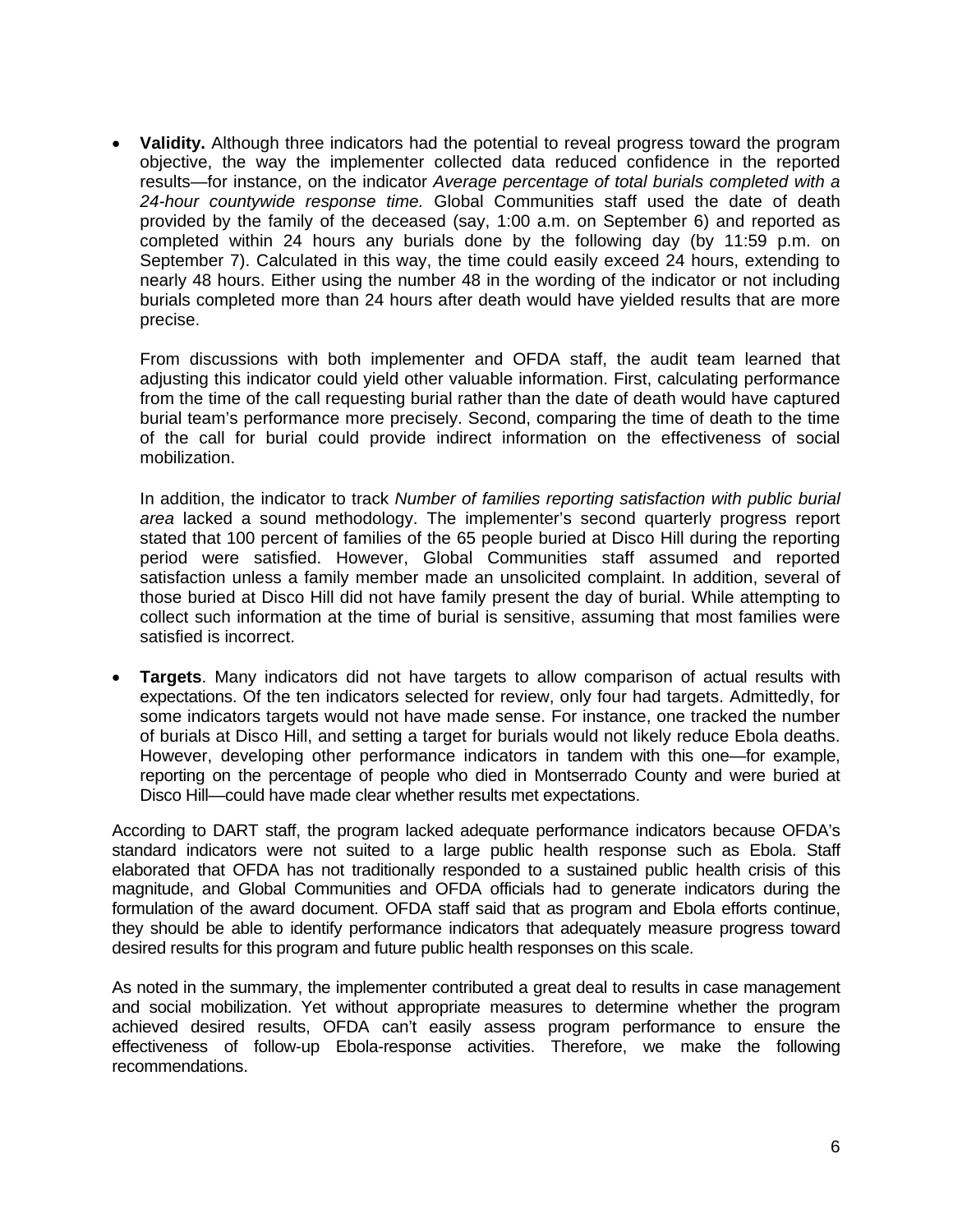- **Validity.** Although three indicators had the potential to reveal progress toward the program objective, the way the implementer collected data reduced confidence in the reported results—for instance, on the indicator *Average percentage of total burials completed with a 24-hour countywide response time.* Global Communities staff used the date of death provided by the family of the deceased (say, 1:00 a.m. on September 6) and reported as completed within 24 hours any burials done by the following day (by 11:59 p.m. on September 7). Calculated in this way, the time could easily exceed 24 hours, extending to nearly 48 hours. Either using the number 48 in the wording of the indicator or not including burials completed more than 24 hours after death would have yielded results that are more precise.

  From discussions with both implementer and OFDA staff, the audit team learned that adjusting this indicator could yield other valuable information. First, calculating performance from the time of the call requesting burial rather than the date of death would have captured burial team's performance more precisely. Second, comparing the time of death to the time of the call for burial could provide indirect information on the effectiveness of social mobilization.

  In addition, the indicator to track *Number of families reporting satisfaction with public burial area* lacked a sound methodology. The implementer's second quarterly progress report stated that 100 percent of families of the 65 people buried at Disco Hill during the reporting period were satisfied. However, Global Communities staff assumed and reported satisfaction unless a family member made an unsolicited complaint. In addition, several of those buried at Disco Hill did not have family present the day of burial. While attempting to collect such information at the time of burial is sensitive, assuming that most families were satisfied is incorrect.

- **Targets**. Many indicators did not have targets to allow comparison of actual results with expectations. Of the ten indicators selected for review, only four had targets. Admittedly, for some indicators targets would not have made sense. For instance, one tracked the number of burials at Disco Hill, and setting a target for burials would not likely reduce Ebola deaths. However, developing other performance indicators in tandem with this one—for example, reporting on the percentage of people who died in Montserrado County and were buried at Disco Hill—could have made clear whether results met expectations.

According to DART staff, the program lacked adequate performance indicators because OFDA's standard indicators were not suited to a large public health response such as Ebola. Staff elaborated that OFDA has not traditionally responded to a sustained public health crisis of this magnitude, and Global Communities and OFDA officials had to generate indicators during the formulation of the award document. OFDA staff said that as program and Ebola efforts continue, they should be able to identify performance indicators that adequately measure progress toward desired results for this program and future public health responses on this scale.

As noted in the summary, the implementer contributed a great deal to results in case management and social mobilization. Yet without appropriate measures to determine whether the program achieved desired results, OFDA can't easily assess program performance to ensure the effectiveness of follow-up Ebola-response activities. Therefore, we make the following recommendations.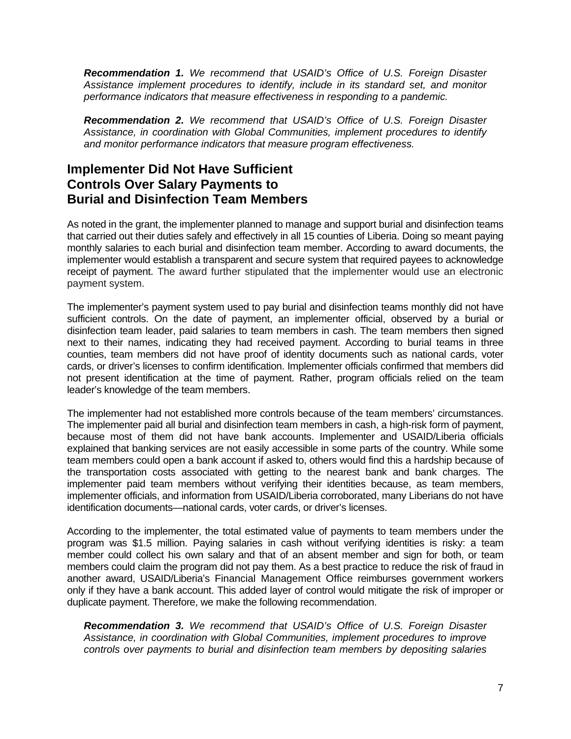***Recommendation 1.*** *We recommend that USAID's Office of U.S. Foreign Disaster Assistance implement procedures to identify, include in its standard set, and monitor performance indicators that measure effectiveness in responding to a pandemic.*

***Recommendation 2.*** *We recommend that USAID's Office of U.S. Foreign Disaster Assistance, in coordination with Global Communities, implement procedures to identify and monitor performance indicators that measure program effectiveness.*

## Implementer Did Not Have Sufficient Controls Over Salary Payments to Burial and Disinfection Team Members

As noted in the grant, the implementer planned to manage and support burial and disinfection teams that carried out their duties safely and effectively in all 15 counties of Liberia. Doing so meant paying monthly salaries to each burial and disinfection team member. According to award documents, the implementer would establish a transparent and secure system that required payees to acknowledge receipt of payment. The award further stipulated that the implementer would use an electronic payment system.

The implementer's payment system used to pay burial and disinfection teams monthly did not have sufficient controls. On the date of payment, an implementer official, observed by a burial or disinfection team leader, paid salaries to team members in cash. The team members then signed next to their names, indicating they had received payment. According to burial teams in three counties, team members did not have proof of identity documents such as national cards, voter cards, or driver's licenses to confirm identification. Implementer officials confirmed that members did not present identification at the time of payment. Rather, program officials relied on the team leader's knowledge of the team members.

The implementer had not established more controls because of the team members' circumstances. The implementer paid all burial and disinfection team members in cash, a high-risk form of payment, because most of them did not have bank accounts. Implementer and USAID/Liberia officials explained that banking services are not easily accessible in some parts of the country. While some team members could open a bank account if asked to, others would find this a hardship because of the transportation costs associated with getting to the nearest bank and bank charges. The implementer paid team members without verifying their identities because, as team members, implementer officials, and information from USAID/Liberia corroborated, many Liberians do not have identification documents—national cards, voter cards, or driver's licenses.

According to the implementer, the total estimated value of payments to team members under the program was $1.5 million. Paying salaries in cash without verifying identities is risky: a team member could collect his own salary and that of an absent member and sign for both, or team members could claim the program did not pay them. As a best practice to reduce the risk of fraud in another award, USAID/Liberia's Financial Management Office reimburses government workers only if they have a bank account. This added layer of control would mitigate the risk of improper or duplicate payment. Therefore, we make the following recommendation.

***Recommendation 3.*** *We recommend that USAID's Office of U.S. Foreign Disaster Assistance, in coordination with Global Communities, implement procedures to improve controls over payments to burial and disinfection team members by depositing salaries*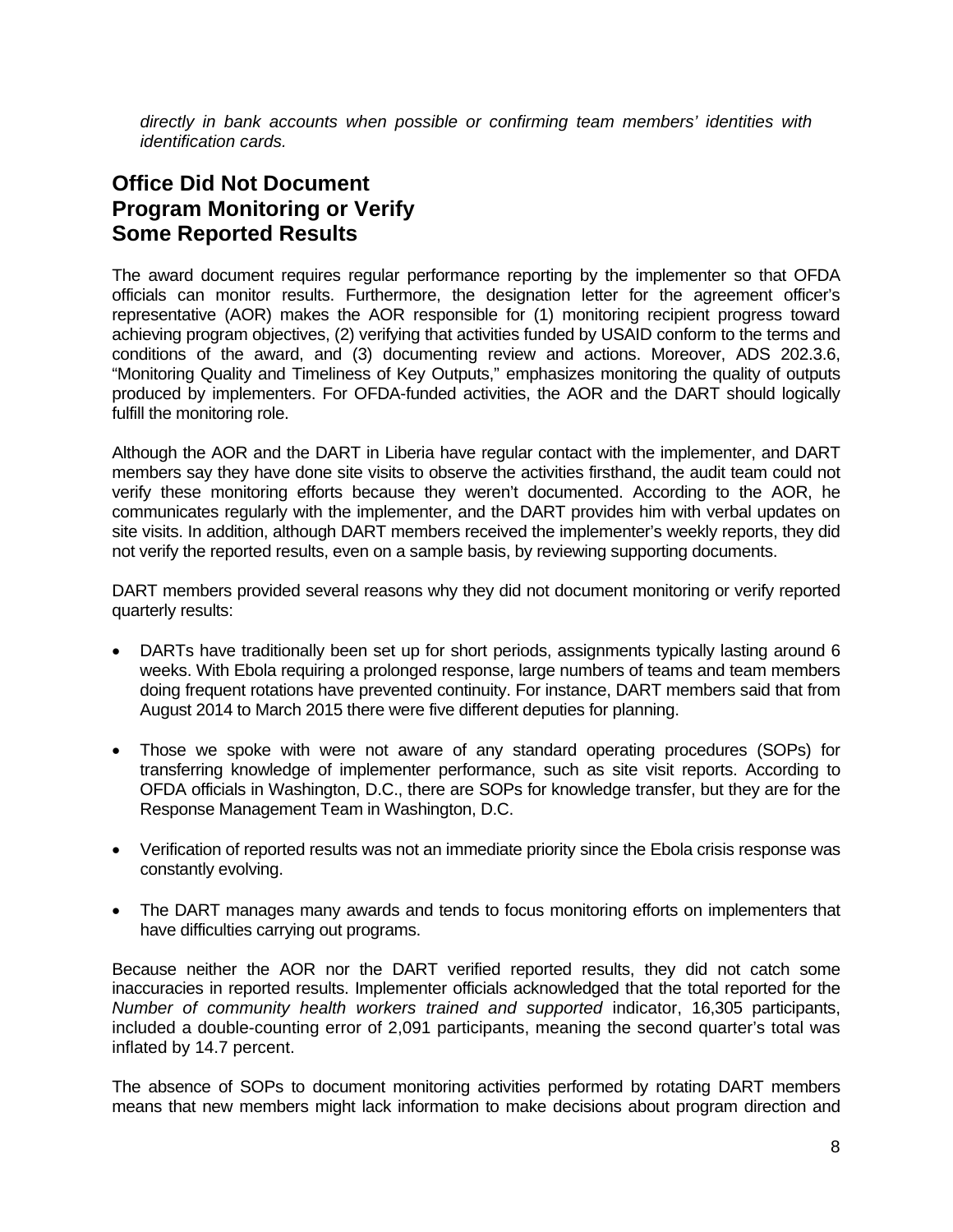*directly in bank accounts when possible or confirming team members' identities with identification cards.*

## Office Did Not Document Program Monitoring or Verify Some Reported Results

The award document requires regular performance reporting by the implementer so that OFDA officials can monitor results. Furthermore, the designation letter for the agreement officer's representative (AOR) makes the AOR responsible for (1) monitoring recipient progress toward achieving program objectives, (2) verifying that activities funded by USAID conform to the terms and conditions of the award, and (3) documenting review and actions. Moreover, ADS 202.3.6, "Monitoring Quality and Timeliness of Key Outputs," emphasizes monitoring the quality of outputs produced by implementers. For OFDA-funded activities, the AOR and the DART should logically fulfill the monitoring role.

Although the AOR and the DART in Liberia have regular contact with the implementer, and DART members say they have done site visits to observe the activities firsthand, the audit team could not verify these monitoring efforts because they weren't documented. According to the AOR, he communicates regularly with the implementer, and the DART provides him with verbal updates on site visits. In addition, although DART members received the implementer's weekly reports, they did not verify the reported results, even on a sample basis, by reviewing supporting documents.

DART members provided several reasons why they did not document monitoring or verify reported quarterly results:

- DARTs have traditionally been set up for short periods, assignments typically lasting around 6 weeks. With Ebola requiring a prolonged response, large numbers of teams and team members doing frequent rotations have prevented continuity. For instance, DART members said that from August 2014 to March 2015 there were five different deputies for planning.
- Those we spoke with were not aware of any standard operating procedures (SOPs) for transferring knowledge of implementer performance, such as site visit reports. According to OFDA officials in Washington, D.C., there are SOPs for knowledge transfer, but they are for the Response Management Team in Washington, D.C.
- Verification of reported results was not an immediate priority since the Ebola crisis response was constantly evolving.
- The DART manages many awards and tends to focus monitoring efforts on implementers that have difficulties carrying out programs.

Because neither the AOR nor the DART verified reported results, they did not catch some inaccuracies in reported results. Implementer officials acknowledged that the total reported for the *Number of community health workers trained and supported* indicator, 16,305 participants, included a double-counting error of 2,091 participants, meaning the second quarter's total was inflated by 14.7 percent.

The absence of SOPs to document monitoring activities performed by rotating DART members means that new members might lack information to make decisions about program direction and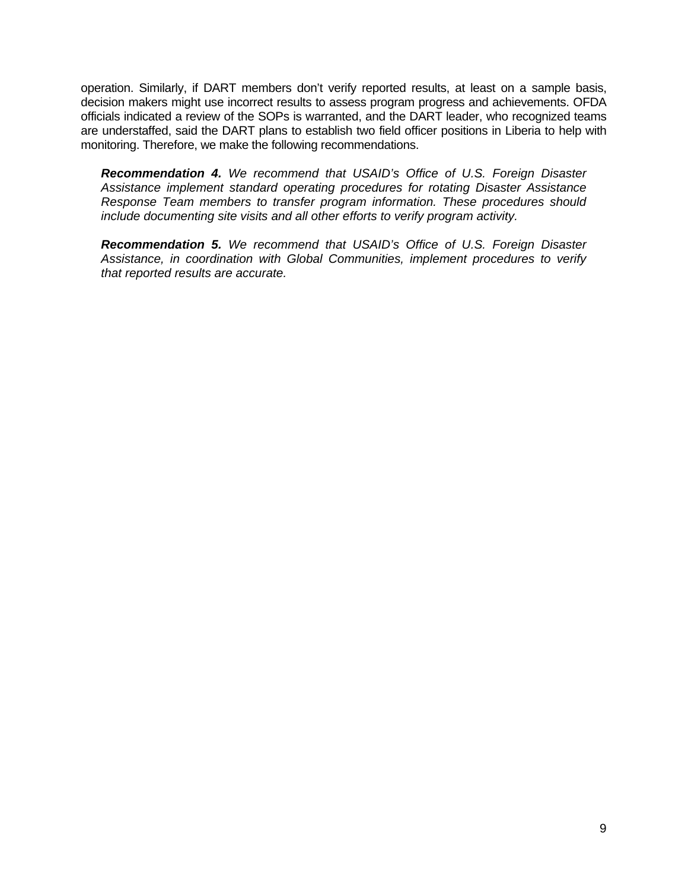operation. Similarly, if DART members don't verify reported results, at least on a sample basis, decision makers might use incorrect results to assess program progress and achievements. OFDA officials indicated a review of the SOPs is warranted, and the DART leader, who recognized teams are understaffed, said the DART plans to establish two field officer positions in Liberia to help with monitoring. Therefore, we make the following recommendations.

> ***Recommendation 4.*** *We recommend that USAID's Office of U.S. Foreign Disaster Assistance implement standard operating procedures for rotating Disaster Assistance Response Team members to transfer program information. These procedures should include documenting site visits and all other efforts to verify program activity.*

> ***Recommendation 5.*** *We recommend that USAID's Office of U.S. Foreign Disaster Assistance, in coordination with Global Communities, implement procedures to verify that reported results are accurate.*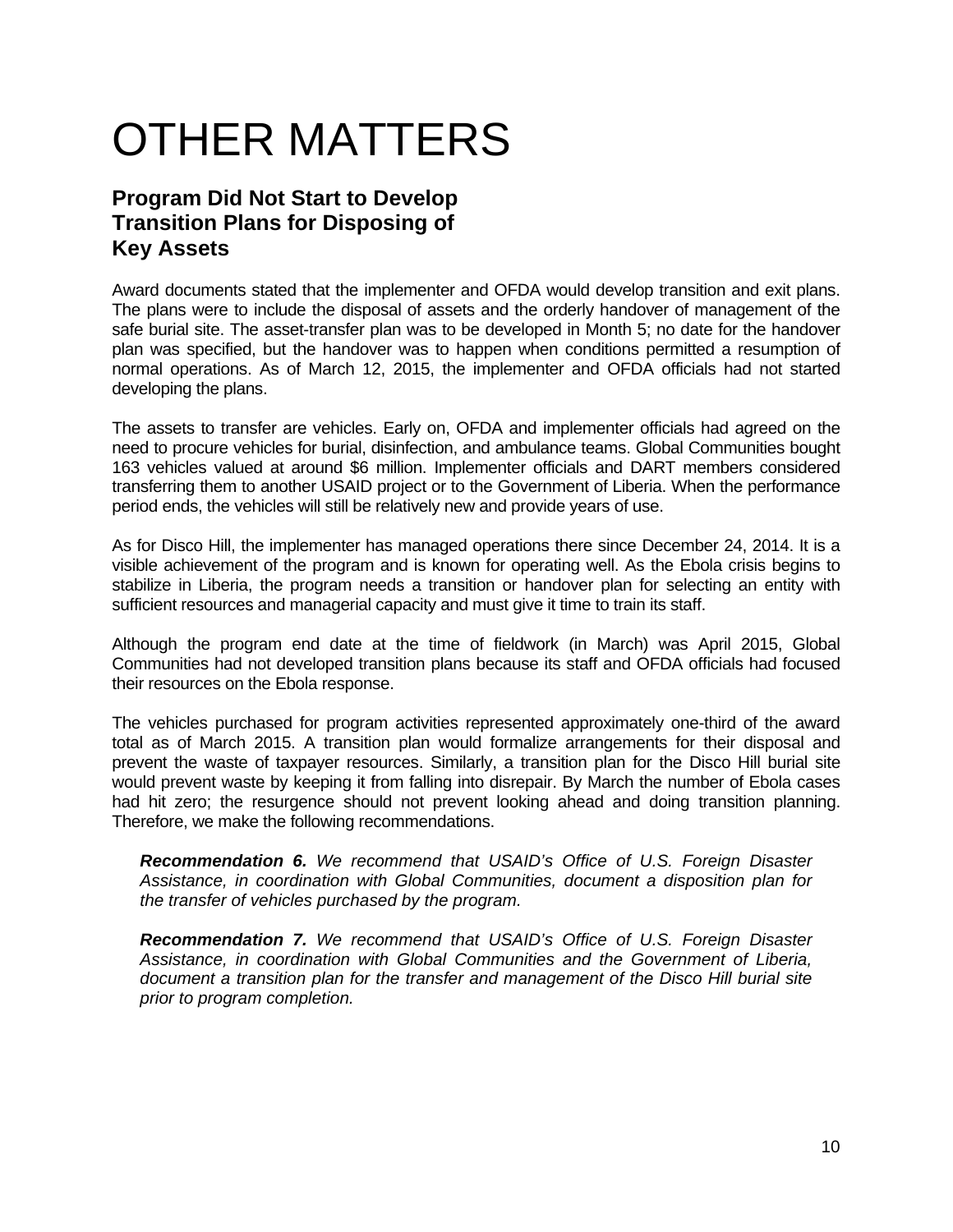# OTHER MATTERS

## Program Did Not Start to Develop Transition Plans for Disposing of Key Assets

Award documents stated that the implementer and OFDA would develop transition and exit plans. The plans were to include the disposal of assets and the orderly handover of management of the safe burial site. The asset-transfer plan was to be developed in Month 5; no date for the handover plan was specified, but the handover was to happen when conditions permitted a resumption of normal operations. As of March 12, 2015, the implementer and OFDA officials had not started developing the plans.

The assets to transfer are vehicles. Early on, OFDA and implementer officials had agreed on the need to procure vehicles for burial, disinfection, and ambulance teams. Global Communities bought 163 vehicles valued at around $6 million. Implementer officials and DART members considered transferring them to another USAID project or to the Government of Liberia. When the performance period ends, the vehicles will still be relatively new and provide years of use.

As for Disco Hill, the implementer has managed operations there since December 24, 2014. It is a visible achievement of the program and is known for operating well. As the Ebola crisis begins to stabilize in Liberia, the program needs a transition or handover plan for selecting an entity with sufficient resources and managerial capacity and must give it time to train its staff.

Although the program end date at the time of fieldwork (in March) was April 2015, Global Communities had not developed transition plans because its staff and OFDA officials had focused their resources on the Ebola response.

The vehicles purchased for program activities represented approximately one-third of the award total as of March 2015. A transition plan would formalize arrangements for their disposal and prevent the waste of taxpayer resources. Similarly, a transition plan for the Disco Hill burial site would prevent waste by keeping it from falling into disrepair. By March the number of Ebola cases had hit zero; the resurgence should not prevent looking ahead and doing transition planning. Therefore, we make the following recommendations.

> ***Recommendation 6.*** *We recommend that USAID's Office of U.S. Foreign Disaster Assistance, in coordination with Global Communities, document a disposition plan for the transfer of vehicles purchased by the program.*
>
> ***Recommendation 7.*** *We recommend that USAID's Office of U.S. Foreign Disaster Assistance, in coordination with Global Communities and the Government of Liberia, document a transition plan for the transfer and management of the Disco Hill burial site prior to program completion.*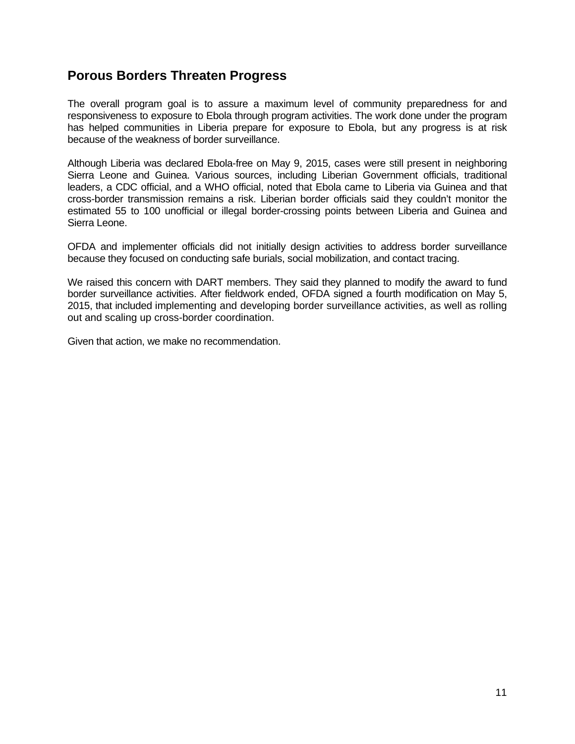## Porous Borders Threaten Progress

The overall program goal is to assure a maximum level of community preparedness for and responsiveness to exposure to Ebola through program activities. The work done under the program has helped communities in Liberia prepare for exposure to Ebola, but any progress is at risk because of the weakness of border surveillance.

Although Liberia was declared Ebola-free on May 9, 2015, cases were still present in neighboring Sierra Leone and Guinea. Various sources, including Liberian Government officials, traditional leaders, a CDC official, and a WHO official, noted that Ebola came to Liberia via Guinea and that cross-border transmission remains a risk. Liberian border officials said they couldn't monitor the estimated 55 to 100 unofficial or illegal border-crossing points between Liberia and Guinea and Sierra Leone.

OFDA and implementer officials did not initially design activities to address border surveillance because they focused on conducting safe burials, social mobilization, and contact tracing.

We raised this concern with DART members. They said they planned to modify the award to fund border surveillance activities. After fieldwork ended, OFDA signed a fourth modification on May 5, 2015, that included implementing and developing border surveillance activities, as well as rolling out and scaling up cross-border coordination.

Given that action, we make no recommendation.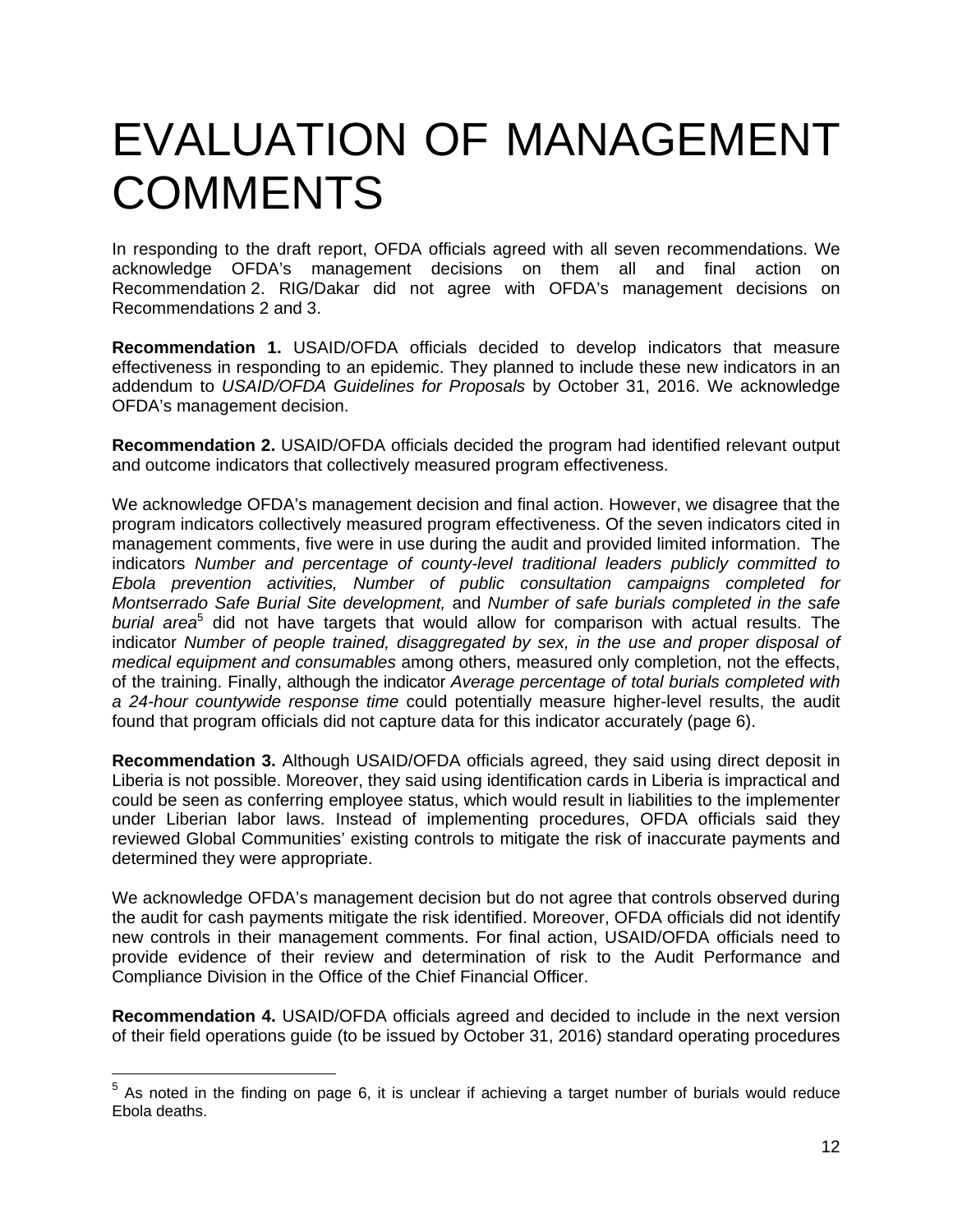# EVALUATION OF MANAGEMENT COMMENTS

In responding to the draft report, OFDA officials agreed with all seven recommendations. We acknowledge OFDA's management decisions on them all and final action on Recommendation 2. RIG/Dakar did not agree with OFDA's management decisions on Recommendations 2 and 3.

**Recommendation 1.** USAID/OFDA officials decided to develop indicators that measure effectiveness in responding to an epidemic. They planned to include these new indicators in an addendum to *USAID/OFDA Guidelines for Proposals* by October 31, 2016. We acknowledge OFDA's management decision.

**Recommendation 2.** USAID/OFDA officials decided the program had identified relevant output and outcome indicators that collectively measured program effectiveness.

We acknowledge OFDA's management decision and final action. However, we disagree that the program indicators collectively measured program effectiveness. Of the seven indicators cited in management comments, five were in use during the audit and provided limited information. The indicators *Number and percentage of county-level traditional leaders publicly committed to Ebola prevention activities, Number of public consultation campaigns completed for Montserrado Safe Burial Site development,* and *Number of safe burials completed in the safe burial area*[5] did not have targets that would allow for comparison with actual results. The indicator *Number of people trained, disaggregated by sex, in the use and proper disposal of medical equipment and consumables* among others, measured only completion, not the effects, of the training. Finally, although the indicator *Average percentage of total burials completed with a 24-hour countywide response time* could potentially measure higher-level results, the audit found that program officials did not capture data for this indicator accurately (page 6).

**Recommendation 3.** Although USAID/OFDA officials agreed, they said using direct deposit in Liberia is not possible. Moreover, they said using identification cards in Liberia is impractical and could be seen as conferring employee status, which would result in liabilities to the implementer under Liberian labor laws. Instead of implementing procedures, OFDA officials said they reviewed Global Communities' existing controls to mitigate the risk of inaccurate payments and determined they were appropriate.

We acknowledge OFDA's management decision but do not agree that controls observed during the audit for cash payments mitigate the risk identified. Moreover, OFDA officials did not identify new controls in their management comments. For final action, USAID/OFDA officials need to provide evidence of their review and determination of risk to the Audit Performance and Compliance Division in the Office of the Chief Financial Officer.

**Recommendation 4.** USAID/OFDA officials agreed and decided to include in the next version of their field operations guide (to be issued by October 31, 2016) standard operating procedures

[5] As noted in the finding on page 6, it is unclear if achieving a target number of burials would reduce Ebola deaths.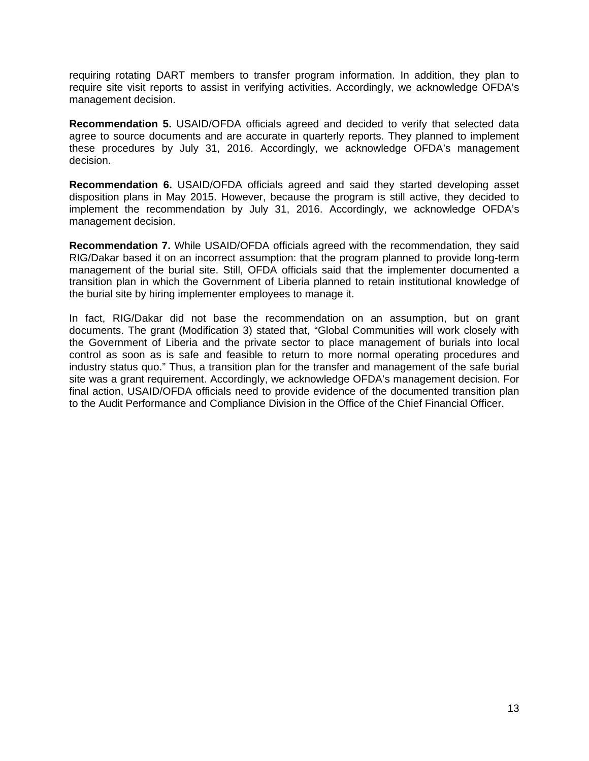requiring rotating DART members to transfer program information. In addition, they plan to require site visit reports to assist in verifying activities. Accordingly, we acknowledge OFDA's management decision.

**Recommendation 5.** USAID/OFDA officials agreed and decided to verify that selected data agree to source documents and are accurate in quarterly reports. They planned to implement these procedures by July 31, 2016. Accordingly, we acknowledge OFDA's management decision.

**Recommendation 6.** USAID/OFDA officials agreed and said they started developing asset disposition plans in May 2015. However, because the program is still active, they decided to implement the recommendation by July 31, 2016. Accordingly, we acknowledge OFDA's management decision.

**Recommendation 7.** While USAID/OFDA officials agreed with the recommendation, they said RIG/Dakar based it on an incorrect assumption: that the program planned to provide long-term management of the burial site. Still, OFDA officials said that the implementer documented a transition plan in which the Government of Liberia planned to retain institutional knowledge of the burial site by hiring implementer employees to manage it.

In fact, RIG/Dakar did not base the recommendation on an assumption, but on grant documents. The grant (Modification 3) stated that, "Global Communities will work closely with the Government of Liberia and the private sector to place management of burials into local control as soon as is safe and feasible to return to more normal operating procedures and industry status quo." Thus, a transition plan for the transfer and management of the safe burial site was a grant requirement. Accordingly, we acknowledge OFDA's management decision. For final action, USAID/OFDA officials need to provide evidence of the documented transition plan to the Audit Performance and Compliance Division in the Office of the Chief Financial Officer.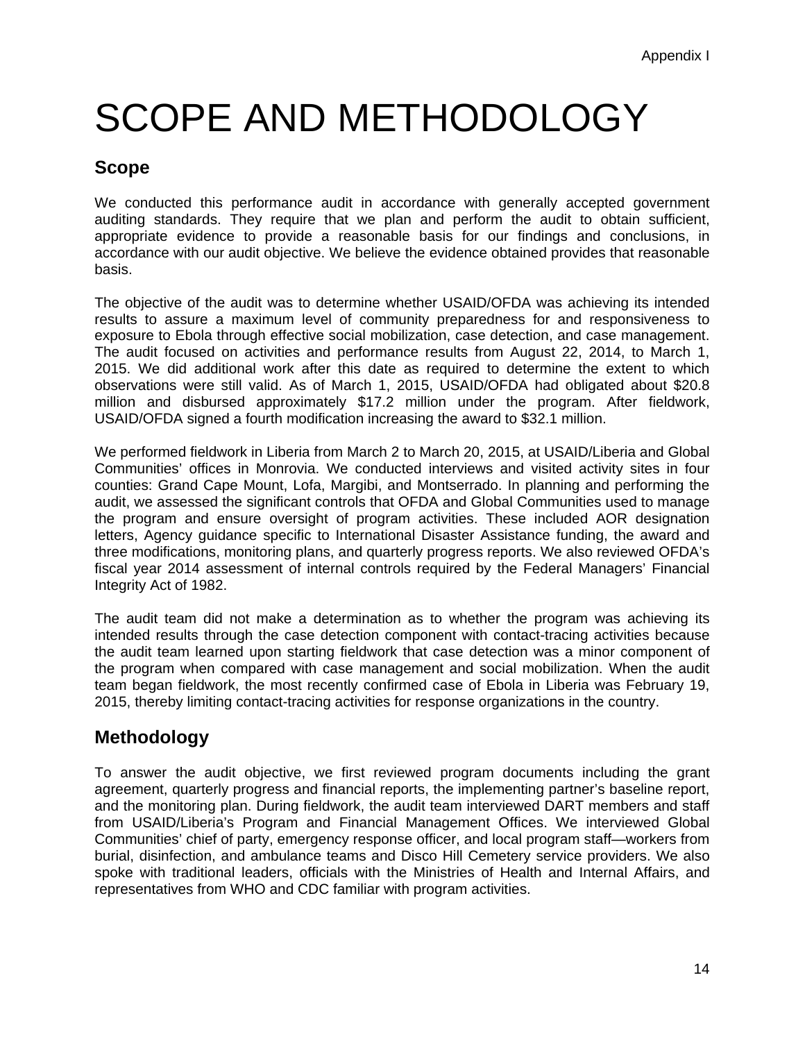# SCOPE AND METHODOLOGY

## Scope

We conducted this performance audit in accordance with generally accepted government auditing standards. They require that we plan and perform the audit to obtain sufficient, appropriate evidence to provide a reasonable basis for our findings and conclusions, in accordance with our audit objective. We believe the evidence obtained provides that reasonable basis.

The objective of the audit was to determine whether USAID/OFDA was achieving its intended results to assure a maximum level of community preparedness for and responsiveness to exposure to Ebola through effective social mobilization, case detection, and case management. The audit focused on activities and performance results from August 22, 2014, to March 1, 2015. We did additional work after this date as required to determine the extent to which observations were still valid. As of March 1, 2015, USAID/OFDA had obligated about $20.8 million and disbursed approximately $17.2 million under the program. After fieldwork, USAID/OFDA signed a fourth modification increasing the award to $32.1 million.

We performed fieldwork in Liberia from March 2 to March 20, 2015, at USAID/Liberia and Global Communities' offices in Monrovia. We conducted interviews and visited activity sites in four counties: Grand Cape Mount, Lofa, Margibi, and Montserrado. In planning and performing the audit, we assessed the significant controls that OFDA and Global Communities used to manage the program and ensure oversight of program activities. These included AOR designation letters, Agency guidance specific to International Disaster Assistance funding, the award and three modifications, monitoring plans, and quarterly progress reports. We also reviewed OFDA's fiscal year 2014 assessment of internal controls required by the Federal Managers' Financial Integrity Act of 1982.

The audit team did not make a determination as to whether the program was achieving its intended results through the case detection component with contact-tracing activities because the audit team learned upon starting fieldwork that case detection was a minor component of the program when compared with case management and social mobilization. When the audit team began fieldwork, the most recently confirmed case of Ebola in Liberia was February 19, 2015, thereby limiting contact-tracing activities for response organizations in the country.

## Methodology

To answer the audit objective, we first reviewed program documents including the grant agreement, quarterly progress and financial reports, the implementing partner's baseline report, and the monitoring plan. During fieldwork, the audit team interviewed DART members and staff from USAID/Liberia's Program and Financial Management Offices. We interviewed Global Communities' chief of party, emergency response officer, and local program staff—workers from burial, disinfection, and ambulance teams and Disco Hill Cemetery service providers. We also spoke with traditional leaders, officials with the Ministries of Health and Internal Affairs, and representatives from WHO and CDC familiar with program activities.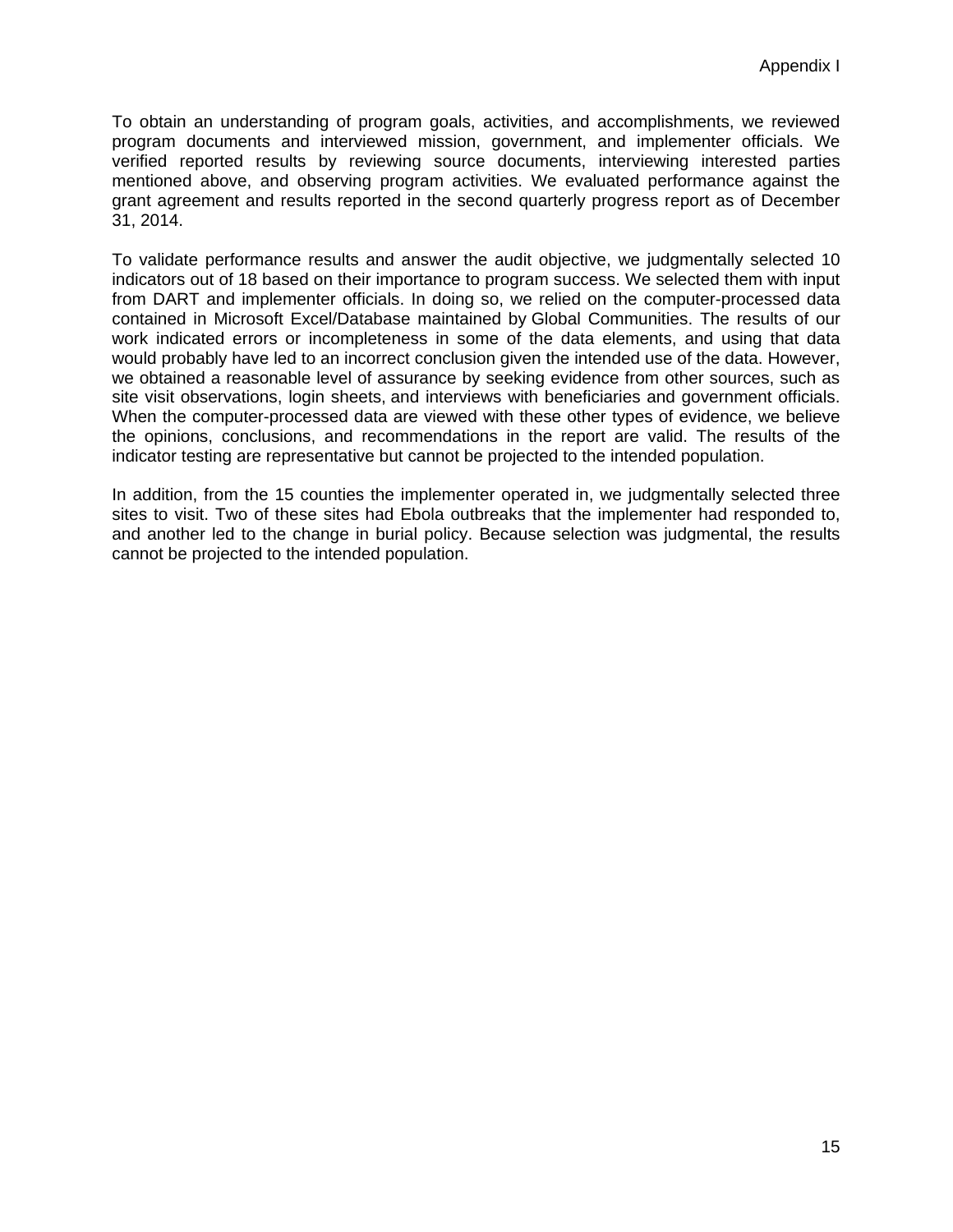To obtain an understanding of program goals, activities, and accomplishments, we reviewed program documents and interviewed mission, government, and implementer officials. We verified reported results by reviewing source documents, interviewing interested parties mentioned above, and observing program activities. We evaluated performance against the grant agreement and results reported in the second quarterly progress report as of December 31, 2014.

To validate performance results and answer the audit objective, we judgmentally selected 10 indicators out of 18 based on their importance to program success. We selected them with input from DART and implementer officials. In doing so, we relied on the computer-processed data contained in Microsoft Excel/Database maintained by Global Communities. The results of our work indicated errors or incompleteness in some of the data elements, and using that data would probably have led to an incorrect conclusion given the intended use of the data. However, we obtained a reasonable level of assurance by seeking evidence from other sources, such as site visit observations, login sheets, and interviews with beneficiaries and government officials. When the computer-processed data are viewed with these other types of evidence, we believe the opinions, conclusions, and recommendations in the report are valid. The results of the indicator testing are representative but cannot be projected to the intended population.

In addition, from the 15 counties the implementer operated in, we judgmentally selected three sites to visit. Two of these sites had Ebola outbreaks that the implementer had responded to, and another led to the change in burial policy. Because selection was judgmental, the results cannot be projected to the intended population.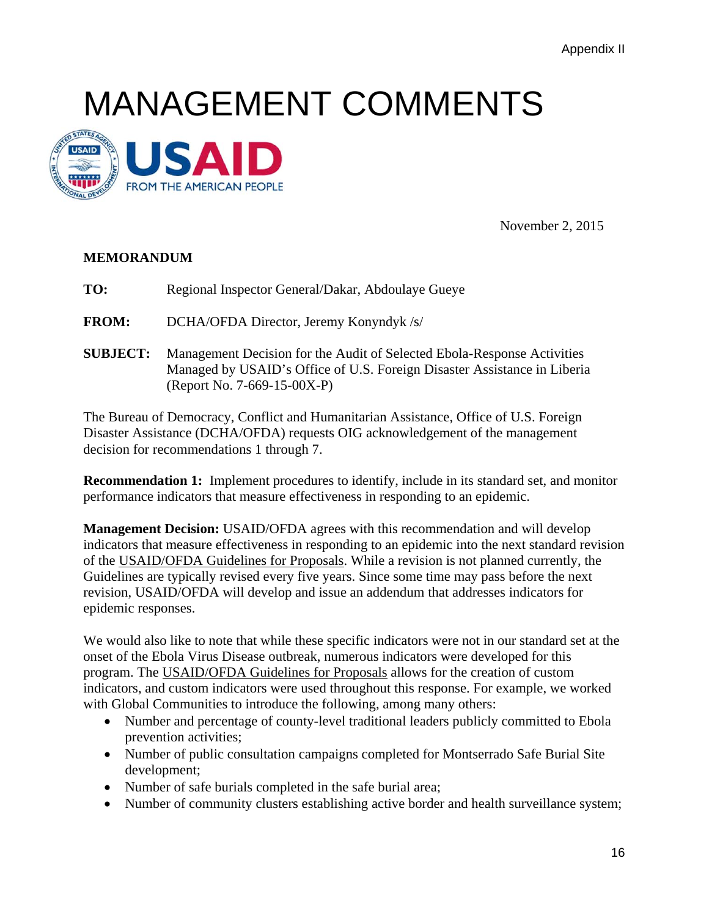Appendix II

# MANAGEMENT COMMENTS

USAID FROM THE AMERICAN PEOPLE

November 2, 2015

**MEMORANDUM**

**TO:** Regional Inspector General/Dakar, Abdoulaye Gueye

**FROM:** DCHA/OFDA Director, Jeremy Konyndyk /s/

**SUBJECT:** Management Decision for the Audit of Selected Ebola-Response Activities Managed by USAID's Office of U.S. Foreign Disaster Assistance in Liberia (Report No. 7-669-15-00X-P)

The Bureau of Democracy, Conflict and Humanitarian Assistance, Office of U.S. Foreign Disaster Assistance (DCHA/OFDA) requests OIG acknowledgement of the management decision for recommendations 1 through 7.

**Recommendation 1:** Implement procedures to identify, include in its standard set, and monitor performance indicators that measure effectiveness in responding to an epidemic.

**Management Decision:** USAID/OFDA agrees with this recommendation and will develop indicators that measure effectiveness in responding to an epidemic into the next standard revision of the USAID/OFDA Guidelines for Proposals. While a revision is not planned currently, the Guidelines are typically revised every five years. Since some time may pass before the next revision, USAID/OFDA will develop and issue an addendum that addresses indicators for epidemic responses.

We would also like to note that while these specific indicators were not in our standard set at the onset of the Ebola Virus Disease outbreak, numerous indicators were developed for this program. The USAID/OFDA Guidelines for Proposals allows for the creation of custom indicators, and custom indicators were used throughout this response. For example, we worked with Global Communities to introduce the following, among many others:

- Number and percentage of county-level traditional leaders publicly committed to Ebola prevention activities;
- Number of public consultation campaigns completed for Montserrado Safe Burial Site development;
- Number of safe burials completed in the safe burial area;
- Number of community clusters establishing active border and health surveillance system;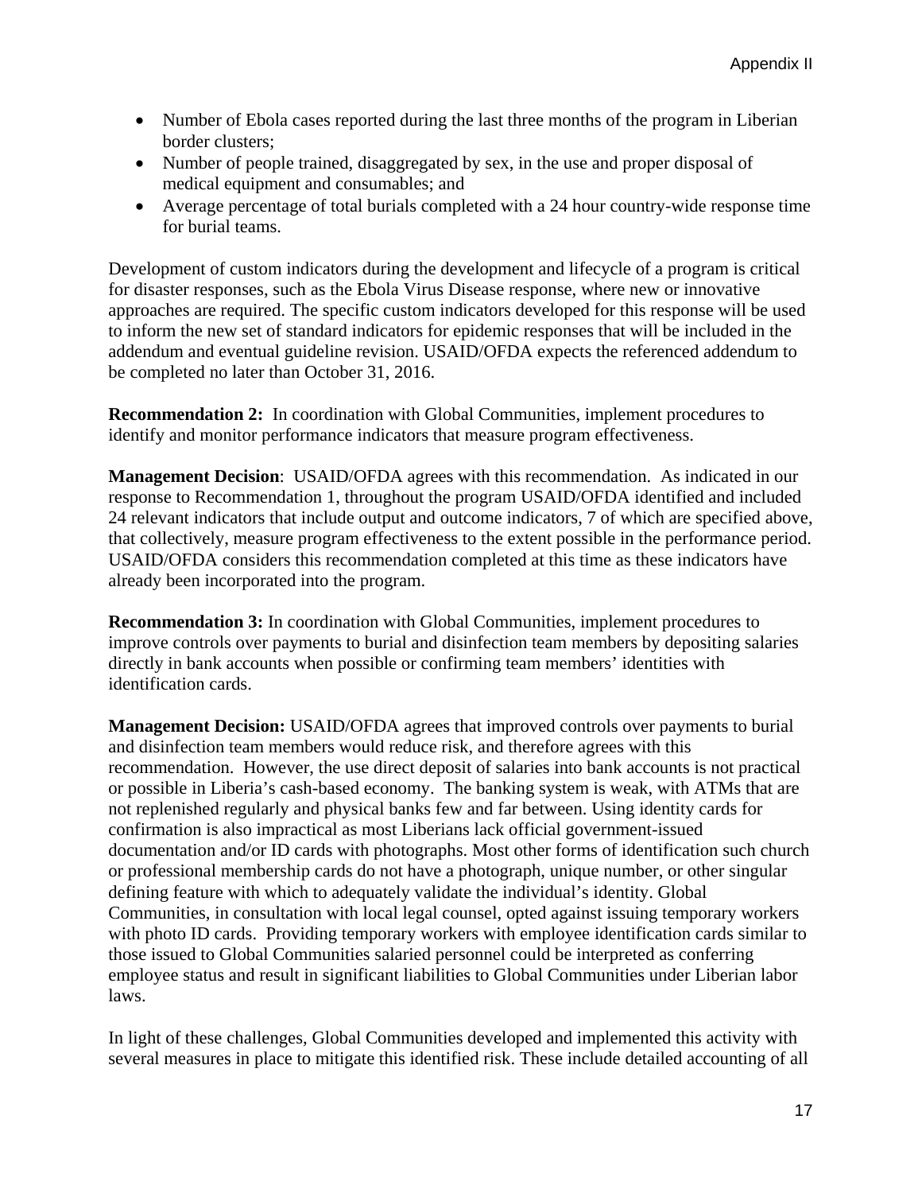- Number of Ebola cases reported during the last three months of the program in Liberian border clusters;
- Number of people trained, disaggregated by sex, in the use and proper disposal of medical equipment and consumables; and
- Average percentage of total burials completed with a 24 hour country-wide response time for burial teams.

Development of custom indicators during the development and lifecycle of a program is critical for disaster responses, such as the Ebola Virus Disease response, where new or innovative approaches are required. The specific custom indicators developed for this response will be used to inform the new set of standard indicators for epidemic responses that will be included in the addendum and eventual guideline revision. USAID/OFDA expects the referenced addendum to be completed no later than October 31, 2016.

**Recommendation 2:** In coordination with Global Communities, implement procedures to identify and monitor performance indicators that measure program effectiveness.

**Management Decision**: USAID/OFDA agrees with this recommendation. As indicated in our response to Recommendation 1, throughout the program USAID/OFDA identified and included 24 relevant indicators that include output and outcome indicators, 7 of which are specified above, that collectively, measure program effectiveness to the extent possible in the performance period. USAID/OFDA considers this recommendation completed at this time as these indicators have already been incorporated into the program.

**Recommendation 3:** In coordination with Global Communities, implement procedures to improve controls over payments to burial and disinfection team members by depositing salaries directly in bank accounts when possible or confirming team members' identities with identification cards.

**Management Decision:** USAID/OFDA agrees that improved controls over payments to burial and disinfection team members would reduce risk, and therefore agrees with this recommendation. However, the use direct deposit of salaries into bank accounts is not practical or possible in Liberia's cash-based economy. The banking system is weak, with ATMs that are not replenished regularly and physical banks few and far between. Using identity cards for confirmation is also impractical as most Liberians lack official government-issued documentation and/or ID cards with photographs. Most other forms of identification such church or professional membership cards do not have a photograph, unique number, or other singular defining feature with which to adequately validate the individual's identity. Global Communities, in consultation with local legal counsel, opted against issuing temporary workers with photo ID cards. Providing temporary workers with employee identification cards similar to those issued to Global Communities salaried personnel could be interpreted as conferring employee status and result in significant liabilities to Global Communities under Liberian labor laws.

In light of these challenges, Global Communities developed and implemented this activity with several measures in place to mitigate this identified risk. These include detailed accounting of all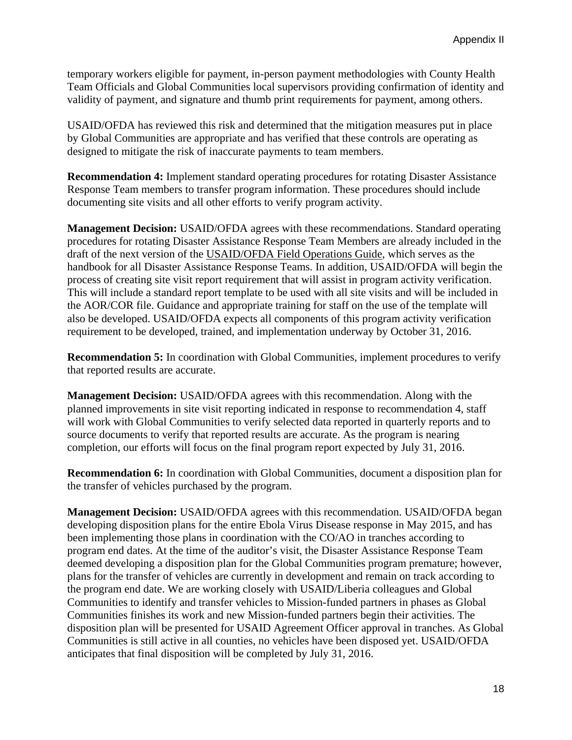temporary workers eligible for payment, in-person payment methodologies with County Health Team Officials and Global Communities local supervisors providing confirmation of identity and validity of payment, and signature and thumb print requirements for payment, among others.

USAID/OFDA has reviewed this risk and determined that the mitigation measures put in place by Global Communities are appropriate and has verified that these controls are operating as designed to mitigate the risk of inaccurate payments to team members.

**Recommendation 4:** Implement standard operating procedures for rotating Disaster Assistance Response Team members to transfer program information. These procedures should include documenting site visits and all other efforts to verify program activity.

**Management Decision:** USAID/OFDA agrees with these recommendations. Standard operating procedures for rotating Disaster Assistance Response Team Members are already included in the draft of the next version of the USAID/OFDA Field Operations Guide, which serves as the handbook for all Disaster Assistance Response Teams. In addition, USAID/OFDA will begin the process of creating site visit report requirement that will assist in program activity verification. This will include a standard report template to be used with all site visits and will be included in the AOR/COR file. Guidance and appropriate training for staff on the use of the template will also be developed. USAID/OFDA expects all components of this program activity verification requirement to be developed, trained, and implementation underway by October 31, 2016.

**Recommendation 5:** In coordination with Global Communities, implement procedures to verify that reported results are accurate.

**Management Decision:** USAID/OFDA agrees with this recommendation. Along with the planned improvements in site visit reporting indicated in response to recommendation 4, staff will work with Global Communities to verify selected data reported in quarterly reports and to source documents to verify that reported results are accurate. As the program is nearing completion, our efforts will focus on the final program report expected by July 31, 2016.

**Recommendation 6:** In coordination with Global Communities, document a disposition plan for the transfer of vehicles purchased by the program.

**Management Decision:** USAID/OFDA agrees with this recommendation. USAID/OFDA began developing disposition plans for the entire Ebola Virus Disease response in May 2015, and has been implementing those plans in coordination with the CO/AO in tranches according to program end dates. At the time of the auditor's visit, the Disaster Assistance Response Team deemed developing a disposition plan for the Global Communities program premature; however, plans for the transfer of vehicles are currently in development and remain on track according to the program end date. We are working closely with USAID/Liberia colleagues and Global Communities to identify and transfer vehicles to Mission-funded partners in phases as Global Communities finishes its work and new Mission-funded partners begin their activities. The disposition plan will be presented for USAID Agreement Officer approval in tranches. As Global Communities is still active in all counties, no vehicles have been disposed yet. USAID/OFDA anticipates that final disposition will be completed by July 31, 2016.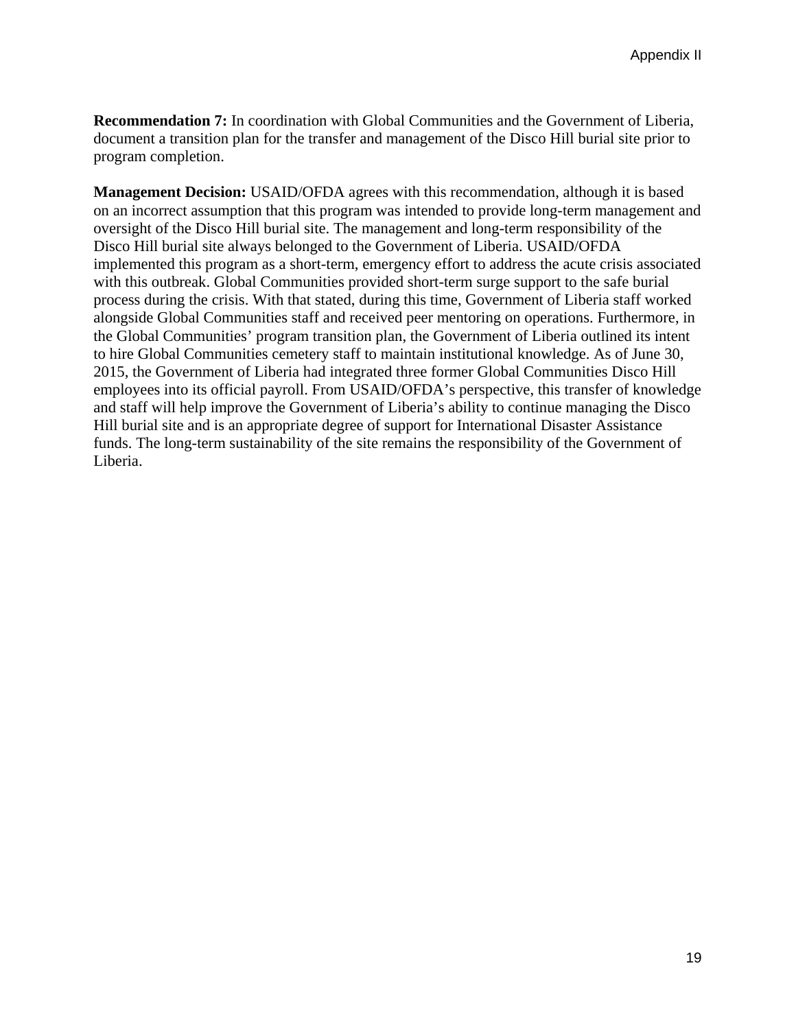**Recommendation 7:** In coordination with Global Communities and the Government of Liberia, document a transition plan for the transfer and management of the Disco Hill burial site prior to program completion.

**Management Decision:** USAID/OFDA agrees with this recommendation, although it is based on an incorrect assumption that this program was intended to provide long-term management and oversight of the Disco Hill burial site. The management and long-term responsibility of the Disco Hill burial site always belonged to the Government of Liberia. USAID/OFDA implemented this program as a short-term, emergency effort to address the acute crisis associated with this outbreak. Global Communities provided short-term surge support to the safe burial process during the crisis. With that stated, during this time, Government of Liberia staff worked alongside Global Communities staff and received peer mentoring on operations. Furthermore, in the Global Communities' program transition plan, the Government of Liberia outlined its intent to hire Global Communities cemetery staff to maintain institutional knowledge. As of June 30, 2015, the Government of Liberia had integrated three former Global Communities Disco Hill employees into its official payroll. From USAID/OFDA's perspective, this transfer of knowledge and staff will help improve the Government of Liberia's ability to continue managing the Disco Hill burial site and is an appropriate degree of support for International Disaster Assistance funds. The long-term sustainability of the site remains the responsibility of the Government of Liberia.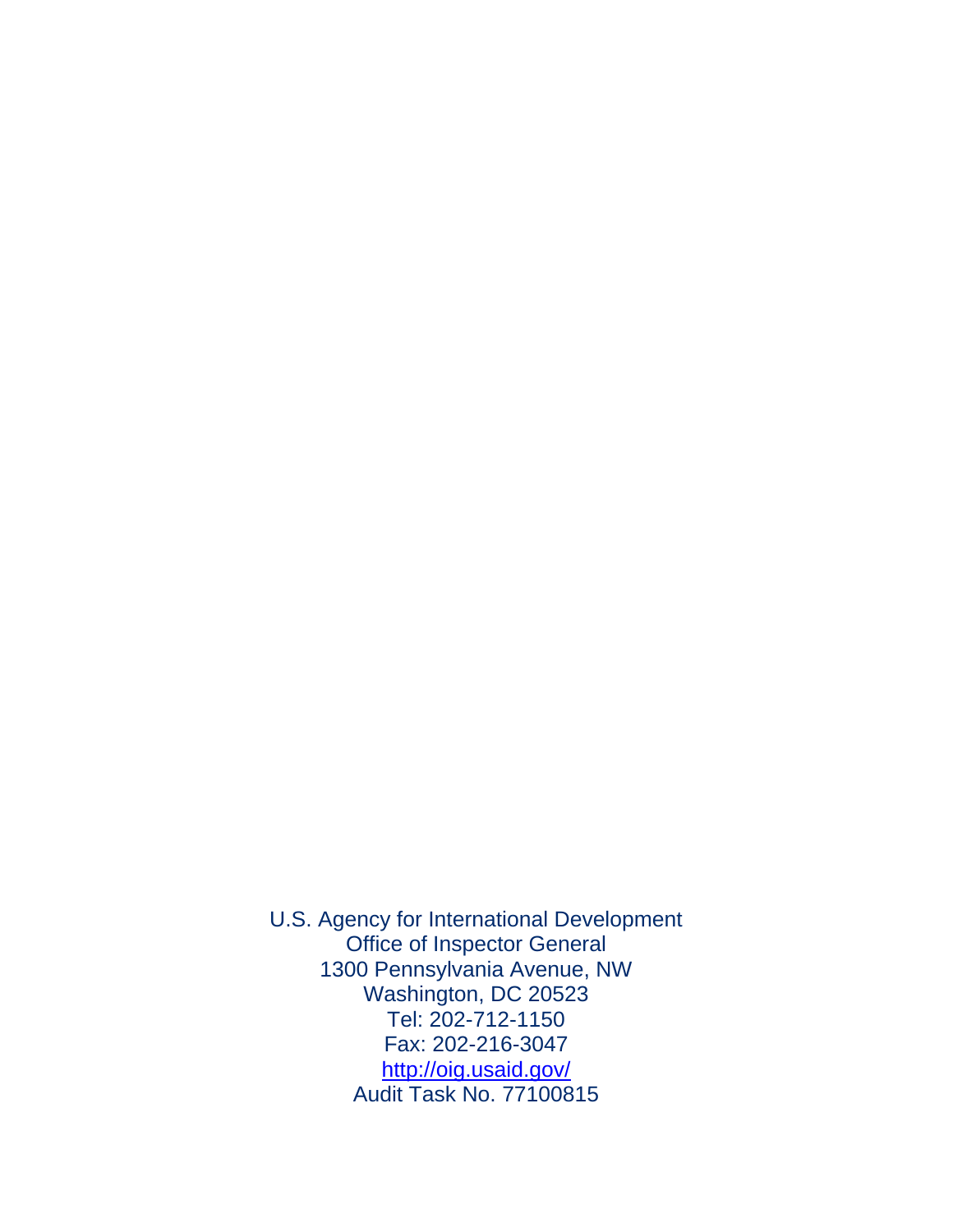U.S. Agency for International Development
Office of Inspector General
1300 Pennsylvania Avenue, NW
Washington, DC 20523
Tel: 202-712-1150
Fax: 202-216-3047
http://oig.usaid.gov/
Audit Task No. 77100815